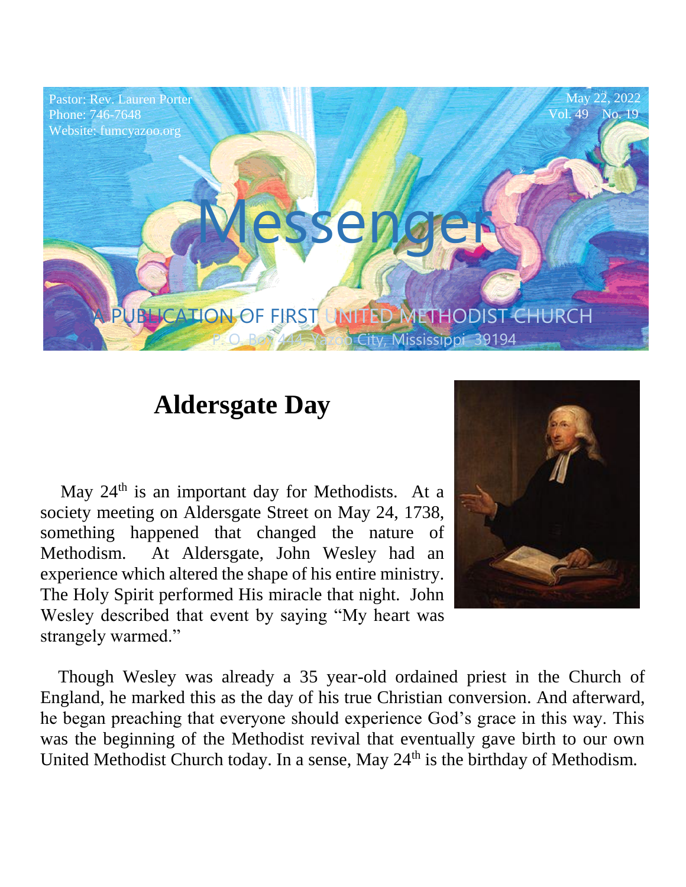Pastor: Rev. Lauren Porter
Phone: 746-7648
Website: fumcyazoo.org

May 22, 2022
Vol. 49 No. 19

# Messenger

A PUBLICATION OF FIRST UNITED METHODIST CHURCH
P. O. Box 444, Yazoo City, Mississippi 39194

## Aldersgate Day

May 24th is an important day for Methodists. At a society meeting on Aldersgate Street on May 24, 1738, something happened that changed the nature of Methodism. At Aldersgate, John Wesley had an experience which altered the shape of his entire ministry. The Holy Spirit performed His miracle that night. John Wesley described that event by saying "My heart was strangely warmed."

Though Wesley was already a 35 year-old ordained priest in the Church of England, he marked this as the day of his true Christian conversion. And afterward, he began preaching that everyone should experience God's grace in this way. This was the beginning of the Methodist revival that eventually gave birth to our own United Methodist Church today. In a sense, May 24th is the birthday of Methodism.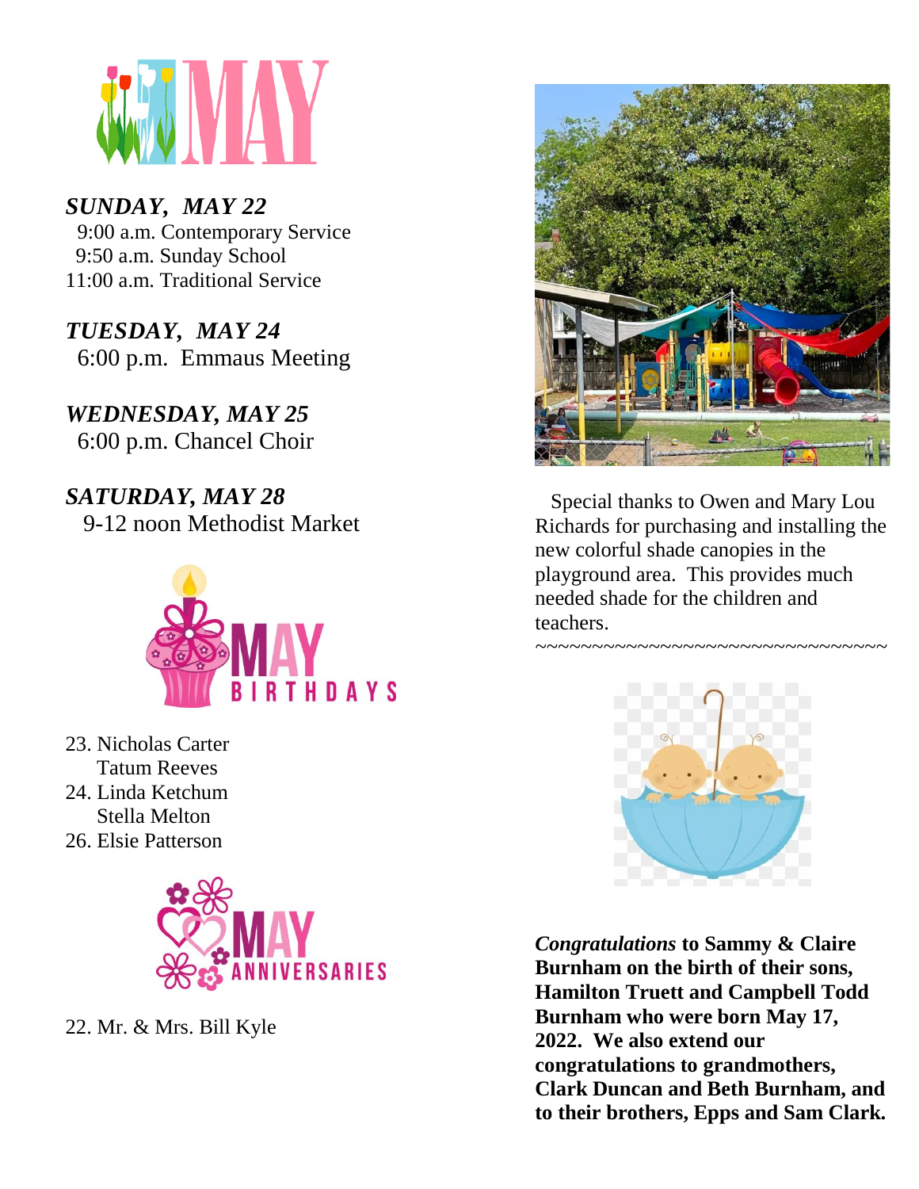# MAY

***SUNDAY, MAY 22***
9:00 a.m. Contemporary Service
9:50 a.m. Sunday School
11:00 a.m. Traditional Service

***TUESDAY, MAY 24***
6:00 p.m. Emmaus Meeting

***WEDNESDAY, MAY 25***
6:00 p.m. Chancel Choir

***SATURDAY, MAY 28***
9-12 noon Methodist Market

## MAY BIRTHDAYS

23. Nicholas Carter
    Tatum Reeves
24. Linda Ketchum
    Stella Melton
26. Elsie Patterson

## MAY ANNIVERSARIES

22. Mr. & Mrs. Bill Kyle

Special thanks to Owen and Mary Lou Richards for purchasing and installing the new colorful shade canopies in the playground area. This provides much needed shade for the children and teachers.

~~~~~~~~~~~~~~~~~~~~~~~~~~~~~~~~~~~

***Congratulations*** **to Sammy & Claire Burnham on the birth of their sons, Hamilton Truett and Campbell Todd Burnham who were born May 17, 2022. We also extend our congratulations to grandmothers, Clark Duncan and Beth Burnham, and to their brothers, Epps and Sam Clark.**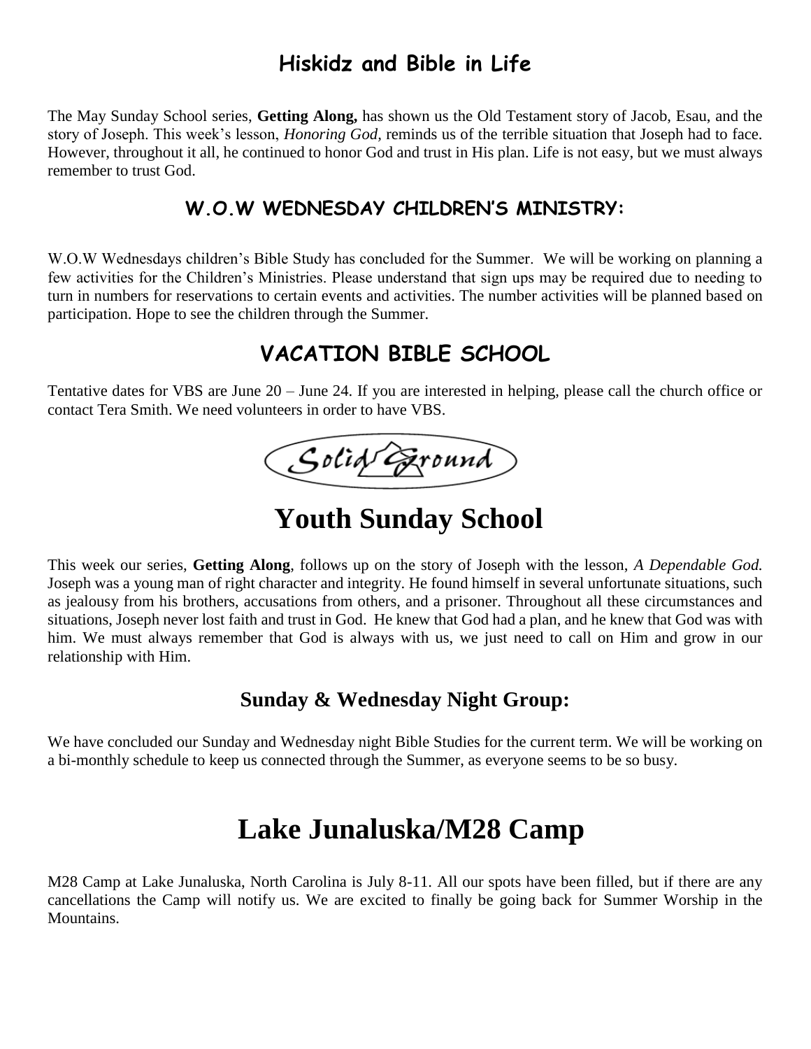## Hiskidz and Bible in Life

The May Sunday School series, **Getting Along,** has shown us the Old Testament story of Jacob, Esau, and the story of Joseph. This week's lesson, *Honoring God,* reminds us of the terrible situation that Joseph had to face. However, throughout it all, he continued to honor God and trust in His plan. Life is not easy, but we must always remember to trust God.

## W.O.W WEDNESDAY CHILDREN'S MINISTRY:

W.O.W Wednesdays children's Bible Study has concluded for the Summer. We will be working on planning a few activities for the Children's Ministries. Please understand that sign ups may be required due to needing to turn in numbers for reservations to certain events and activities. The number activities will be planned based on participation. Hope to see the children through the Summer.

## VACATION BIBLE SCHOOL

Tentative dates for VBS are June 20 – June 24. If you are interested in helping, please call the church office or contact Tera Smith. We need volunteers in order to have VBS.

Solid Ground

# Youth Sunday School

This week our series, **Getting Along**, follows up on the story of Joseph with the lesson, *A Dependable God.* Joseph was a young man of right character and integrity. He found himself in several unfortunate situations, such as jealousy from his brothers, accusations from others, and a prisoner. Throughout all these circumstances and situations, Joseph never lost faith and trust in God. He knew that God had a plan, and he knew that God was with him. We must always remember that God is always with us, we just need to call on Him and grow in our relationship with Him.

## Sunday & Wednesday Night Group:

We have concluded our Sunday and Wednesday night Bible Studies for the current term. We will be working on a bi-monthly schedule to keep us connected through the Summer, as everyone seems to be so busy.

# Lake Junaluska/M28 Camp

M28 Camp at Lake Junaluska, North Carolina is July 8-11. All our spots have been filled, but if there are any cancellations the Camp will notify us. We are excited to finally be going back for Summer Worship in the Mountains.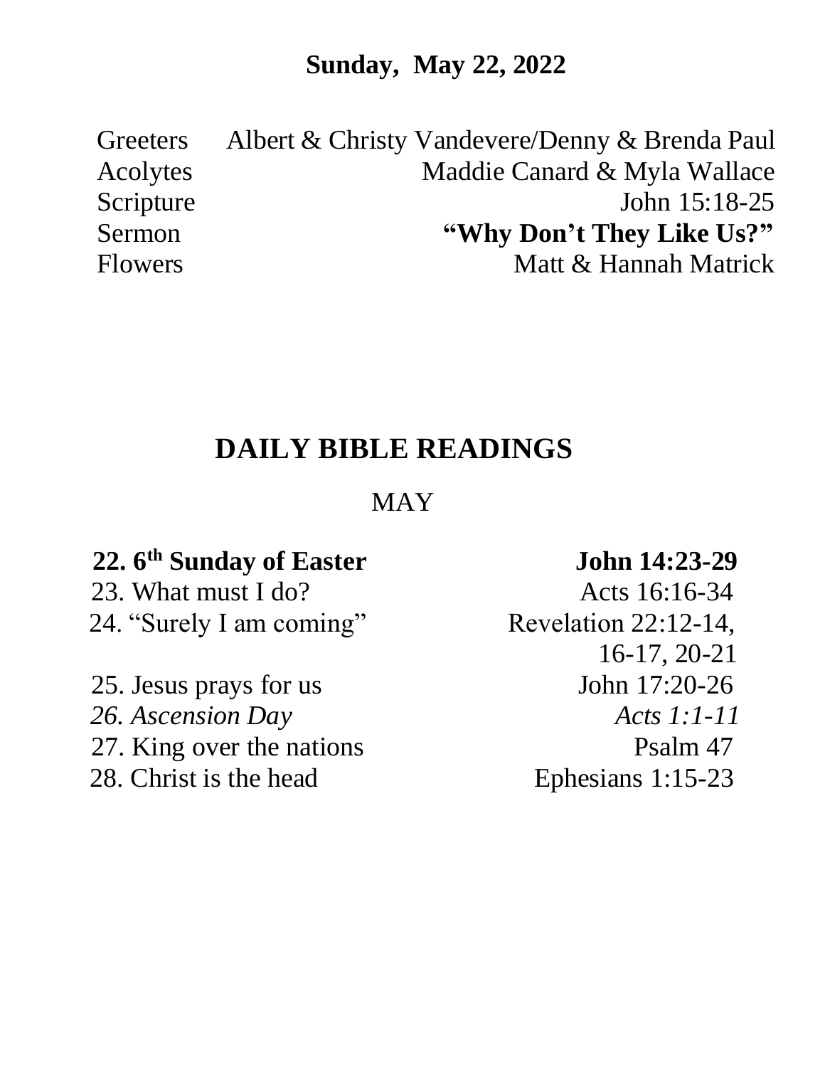**Sunday, May 22, 2022**

| | |
|---|---|
| Greeters | Albert & Christy Vandevere/Denny & Brenda Paul |
| Acolytes | Maddie Canard & Myla Wallace |
| Scripture | John 15:18-25 |
| Sermon | **"Why Don't They Like Us?"** |
| Flowers | Matt & Hannah Matrick |

## DAILY BIBLE READINGS

MAY

| | |
|---|---|
| **22. 6th Sunday of Easter** | **John 14:23-29** |
| 23. What must I do? | Acts 16:16-34 |
| 24. "Surely I am coming" | Revelation 22:12-14, 16-17, 20-21 |
| 25. Jesus prays for us | John 17:20-26 |
| *26. Ascension Day* | *Acts 1:1-11* |
| 27. King over the nations | Psalm 47 |
| 28. Christ is the head | Ephesians 1:15-23 |